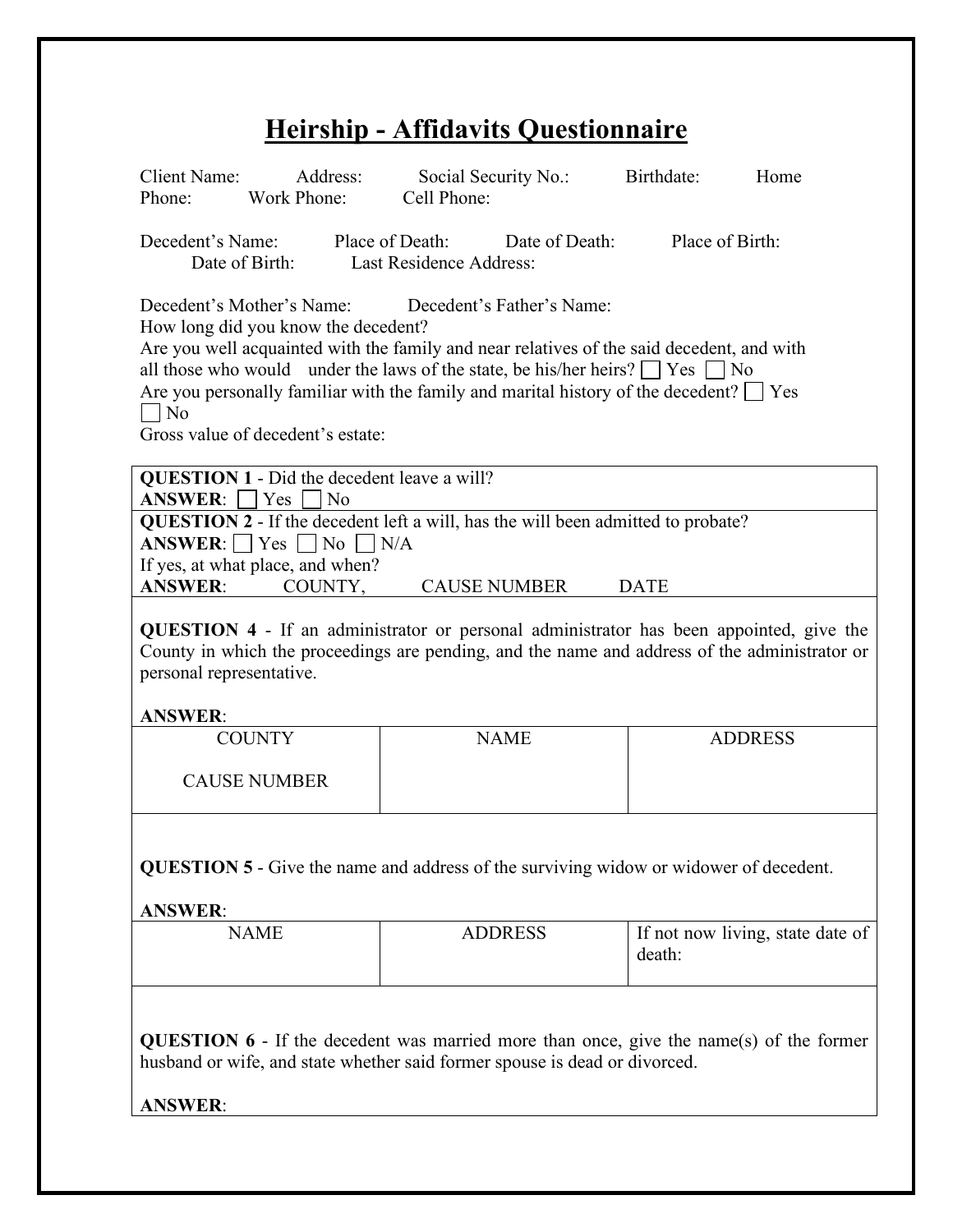# Heirship - Affidavits Questionnaire

Client Name: Address: Social Security No.: Birthdate: Home Phone: Work Phone: Cell Phone:

Decedent's Name: Place of Death: Date of Death: Place of Birth: Date of Birth: Last Residence Address:

Decedent's Mother's Name: Decedent's Father's Name:
How long did you know the decedent?
Are you well acquainted with the family and near relatives of the said decedent, and with all those who would under the laws of the state, be his/her heirs? ☐ Yes ☐ No
Are you personally familiar with the family and marital history of the decedent? ☐ Yes ☐ No
Gross value of decedent's estate:

**QUESTION 1** - Did the decedent leave a will?
**ANSWER**: ☐ Yes ☐ No

**QUESTION 2** - If the decedent left a will, has the will been admitted to probate?
**ANSWER**: ☐ Yes ☐ No ☐ N/A
If yes, at what place, and when?
**ANSWER**: COUNTY, CAUSE NUMBER DATE

**QUESTION 4** - If an administrator or personal administrator has been appointed, give the County in which the proceedings are pending, and the name and address of the administrator or personal representative.

**ANSWER**:

| COUNTY<br><br>CAUSE NUMBER | NAME | ADDRESS |
| --- | --- | --- |
| | | |

**QUESTION 5** - Give the name and address of the surviving widow or widower of decedent.

**ANSWER**:

| NAME | ADDRESS | If not now living, state date of death: |
| --- | --- | --- |
| | | |

**QUESTION 6** - If the decedent was married more than once, give the name(s) of the former husband or wife, and state whether said former spouse is dead or divorced.

**ANSWER**: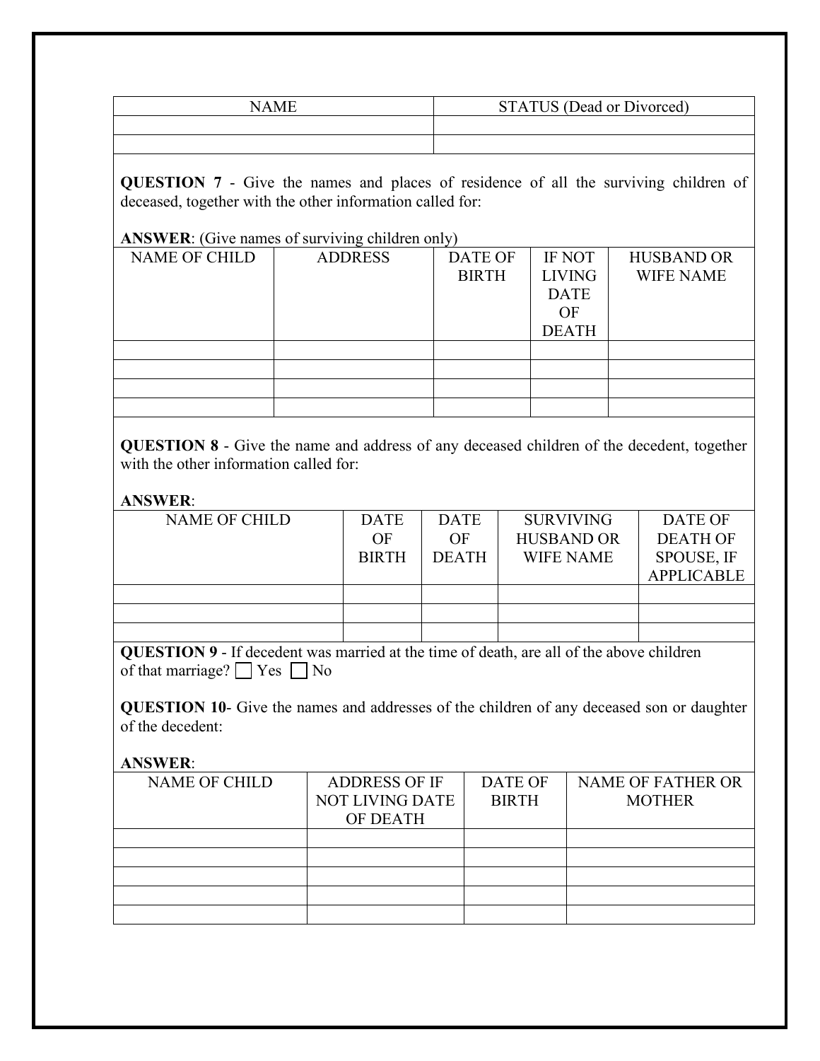| NAME | STATUS (Dead or Divorced) |
| --- | --- |
| | |
| | |

**QUESTION 7** - Give the names and places of residence of all the surviving children of deceased, together with the other information called for:

**ANSWER**: (Give names of surviving children only)

| NAME OF CHILD | ADDRESS | DATE OF BIRTH | IF NOT LIVING DATE OF DEATH | HUSBAND OR WIFE NAME |
| --- | --- | --- | --- | --- |
| | | | | |
| | | | | |
| | | | | |
| | | | | |

**QUESTION 8** - Give the name and address of any deceased children of the decedent, together with the other information called for:

**ANSWER**:

| NAME OF CHILD | DATE OF BIRTH | DATE OF DEATH | SURVIVING HUSBAND OR WIFE NAME | DATE OF DEATH OF SPOUSE, IF APPLICABLE |
| --- | --- | --- | --- | --- |
| | | | | |
| | | | | |
| | | | | |

**QUESTION 9** - If decedent was married at the time of death, are all of the above children of that marriage? ☐ Yes ☐ No

**QUESTION 10**- Give the names and addresses of the children of any deceased son or daughter of the decedent:

**ANSWER**:

| NAME OF CHILD | ADDRESS OF IF NOT LIVING DATE OF DEATH | DATE OF BIRTH | NAME OF FATHER OR MOTHER |
| --- | --- | --- | --- |
| | | | |
| | | | |
| | | | |
| | | | |
| | | | |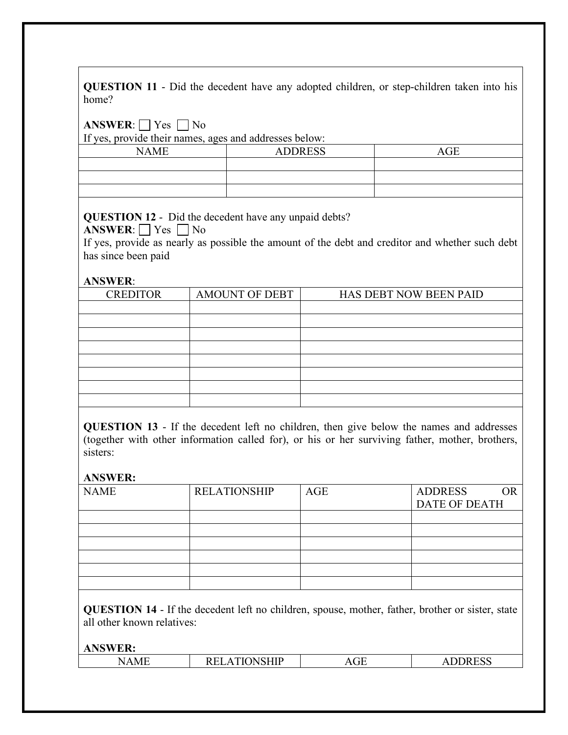**QUESTION 11** - Did the decedent have any adopted children, or step-children taken into his home?

**ANSWER**: ☐ Yes ☐ No

If yes, provide their names, ages and addresses below:

| NAME | ADDRESS | AGE |
|---|---|---|
| | | |
| | | |
| | | |

**QUESTION 12** - Did the decedent have any unpaid debts?

**ANSWER**: ☐ Yes ☐ No

If yes, provide as nearly as possible the amount of the debt and creditor and whether such debt has since been paid

**ANSWER**:

| CREDITOR | AMOUNT OF DEBT | HAS DEBT NOW BEEN PAID |
|---|---|---|
| | | |
| | | |
| | | |
| | | |
| | | |
| | | |
| | | |
| | | |

**QUESTION 13** - If the decedent left no children, then give below the names and addresses (together with other information called for), or his or her surviving father, mother, brothers, sisters:

**ANSWER:**

| NAME | RELATIONSHIP | AGE | ADDRESS OR DATE OF DEATH |
|---|---|---|---|
| | | | |
| | | | |
| | | | |
| | | | |
| | | | |
| | | | |

**QUESTION 14** - If the decedent left no children, spouse, mother, father, brother or sister, state all other known relatives:

**ANSWER:**

| NAME | RELATIONSHIP | AGE | ADDRESS |
|---|---|---|---|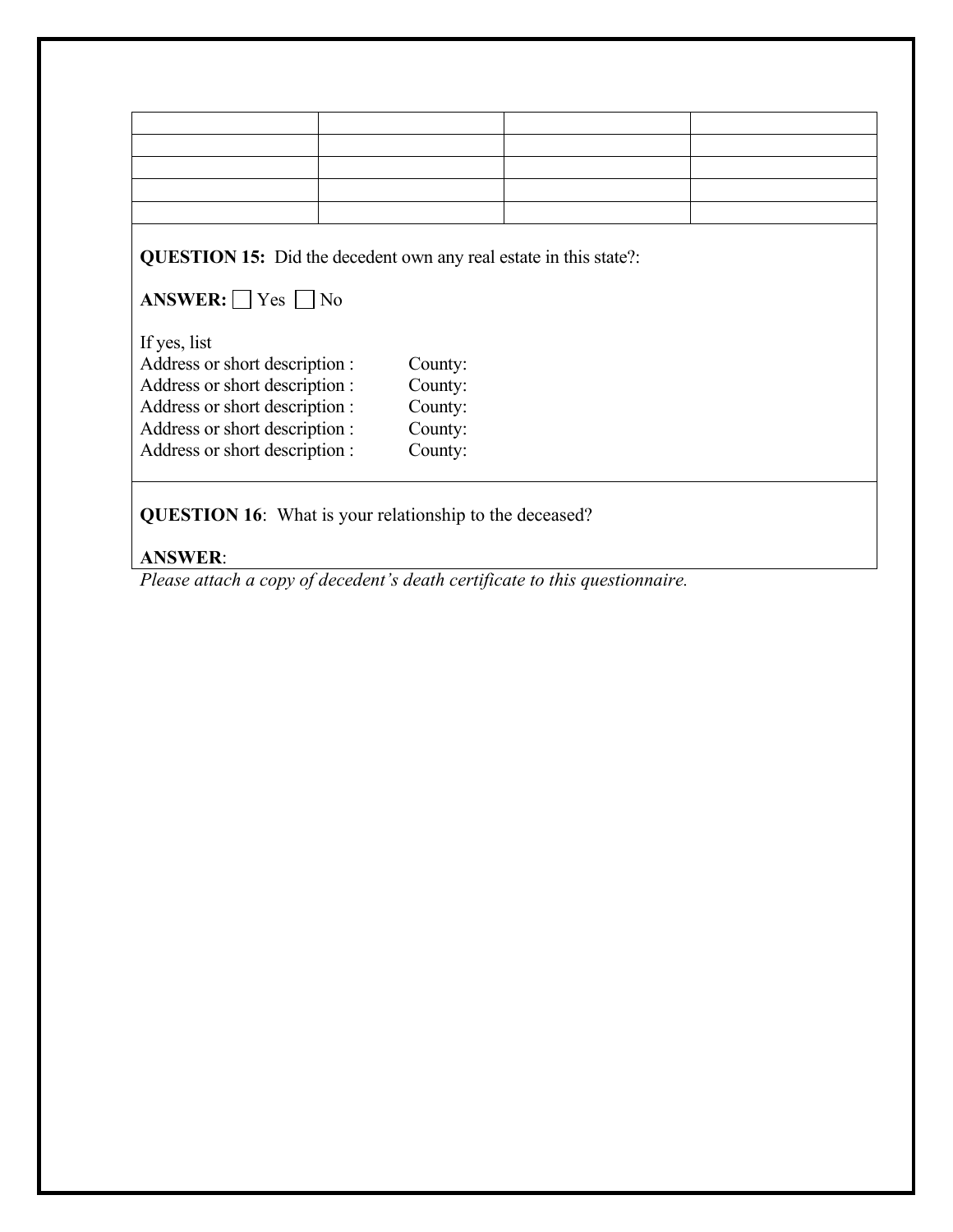| | | | |
|---|---|---|---|
| | | | |
| | | | |
| | | | |
| | | | |
| | | | |

**QUESTION 15:** Did the decedent own any real estate in this state?:

**ANSWER:** ☐ Yes ☐ No

If yes, list

Address or short description : County:

Address or short description : County:

Address or short description : County:

Address or short description : County:

Address or short description : County:

**QUESTION 16**: What is your relationship to the deceased?

**ANSWER**:

*Please attach a copy of decedent's death certificate to this questionnaire.*